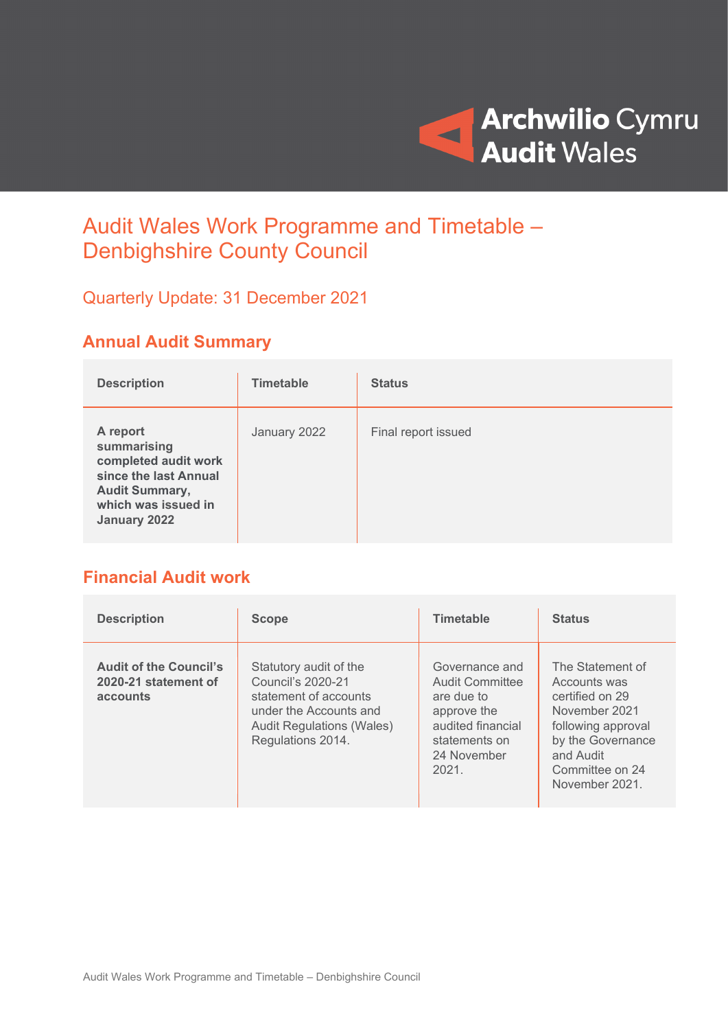Archwilio Cymru
Audit Wales

# Audit Wales Work Programme and Timetable – Denbighshire County Council

## Quarterly Update: 31 December 2021

### Annual Audit Summary

| Description | Timetable | Status |
|---|---|---|
| **A report summarising completed audit work since the last Annual Audit Summary, which was issued in January 2022** | January 2022 | Final report issued |

### Financial Audit work

| Description | Scope | Timetable | Status |
|---|---|---|---|
| **Audit of the Council's 2020-21 statement of accounts** | Statutory audit of the Council's 2020-21 statement of accounts under the Accounts and Audit Regulations (Wales) Regulations 2014. | Governance and Audit Committee are due to approve the audited financial statements on 24 November 2021. | The Statement of Accounts was certified on 29 November 2021 following approval by the Governance and Audit Committee on 24 November 2021. |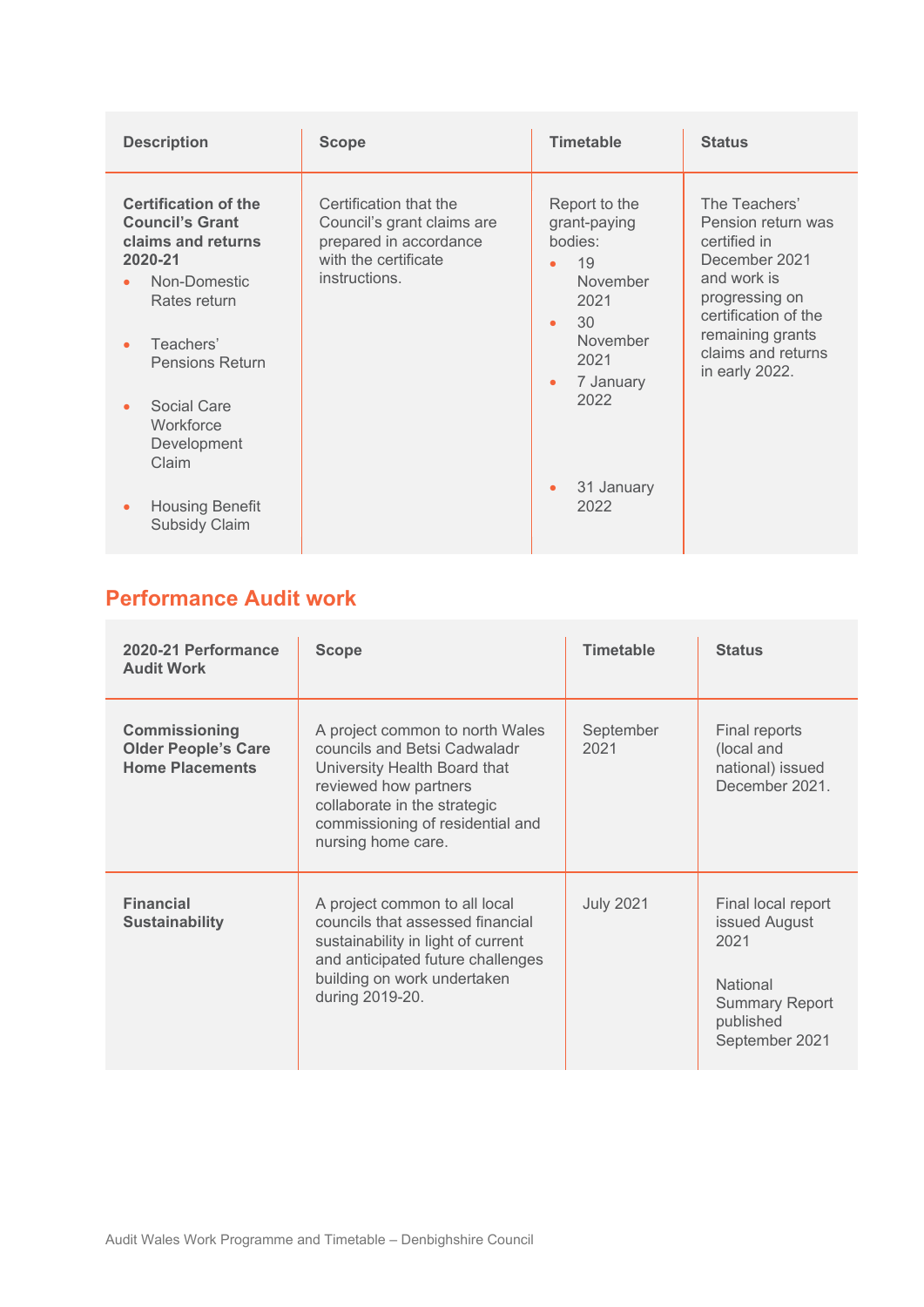| Description | Scope | Timetable | Status |
|---|---|---|---|
| **Certification of the Council's Grant claims and returns 2020-21**<br>• Non-Domestic Rates return<br>• Teachers' Pensions Return<br>• Social Care Workforce Development Claim<br>• Housing Benefit Subsidy Claim | Certification that the Council's grant claims are prepared in accordance with the certificate instructions. | Report to the grant-paying bodies:<br>• 19 November 2021<br>• 30 November 2021<br>• 7 January 2022<br>• 31 January 2022 | The Teachers' Pension return was certified in December 2021 and work is progressing on certification of the remaining grants claims and returns in early 2022. |

## Performance Audit work

| 2020-21 Performance Audit Work | Scope | Timetable | Status |
|---|---|---|---|
| **Commissioning Older People's Care Home Placements** | A project common to north Wales councils and Betsi Cadwaladr University Health Board that reviewed how partners collaborate in the strategic commissioning of residential and nursing home care. | September 2021 | Final reports (local and national) issued December 2021. |
| **Financial Sustainability** | A project common to all local councils that assessed financial sustainability in light of current and anticipated future challenges building on work undertaken during 2019-20. | July 2021 | Final local report issued August 2021<br><br>National Summary Report published September 2021 |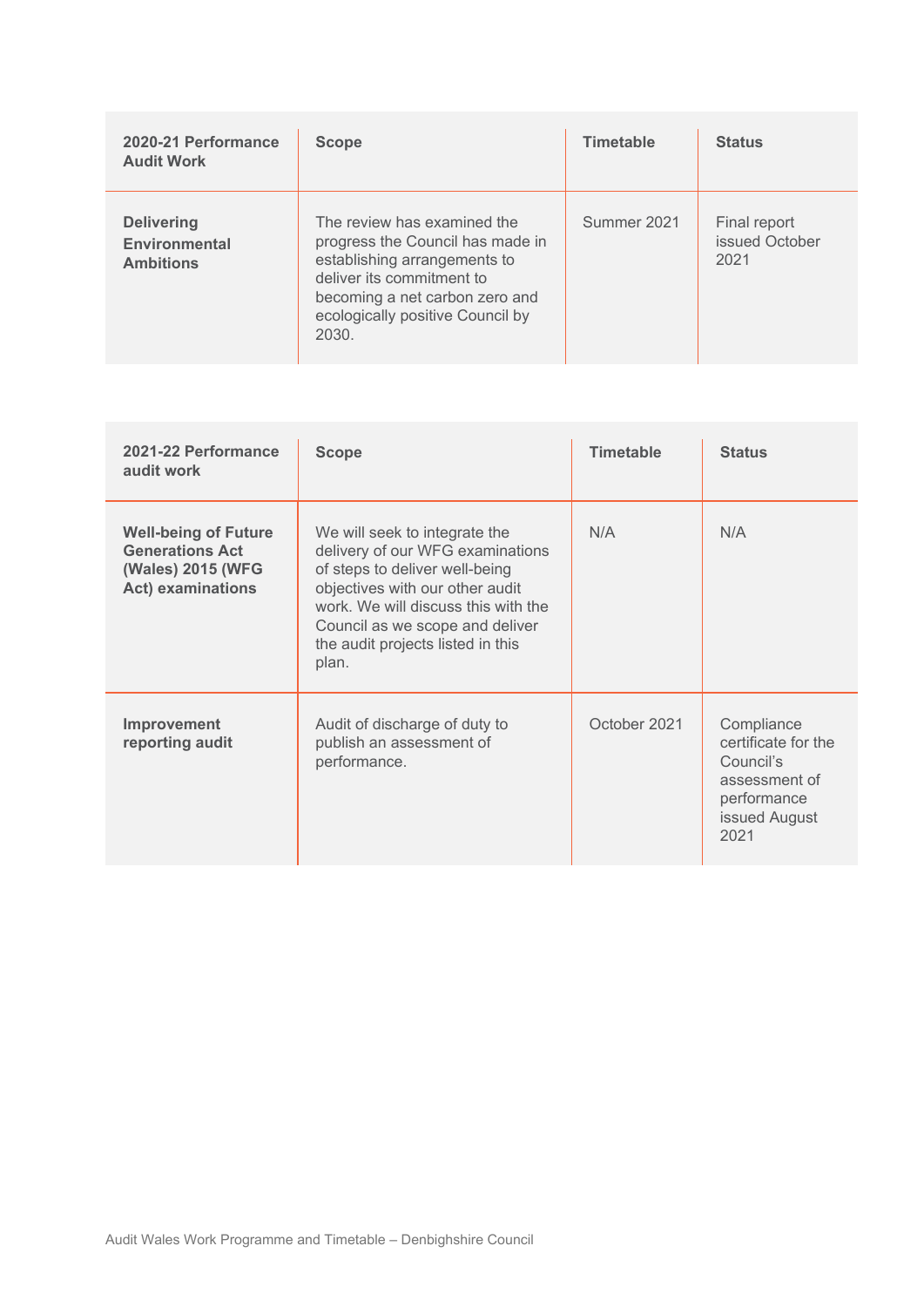| 2020-21 Performance Audit Work | Scope | Timetable | Status |
|---|---|---|---|
| **Delivering Environmental Ambitions** | The review has examined the progress the Council has made in establishing arrangements to deliver its commitment to becoming a net carbon zero and ecologically positive Council by 2030. | Summer 2021 | Final report issued October 2021 |

| 2021-22 Performance audit work | Scope | Timetable | Status |
|---|---|---|---|
| **Well-being of Future Generations Act (Wales) 2015 (WFG Act) examinations** | We will seek to integrate the delivery of our WFG examinations of steps to deliver well-being objectives with our other audit work. We will discuss this with the Council as we scope and deliver the audit projects listed in this plan. | N/A | N/A |
| **Improvement reporting audit** | Audit of discharge of duty to publish an assessment of performance. | October 2021 | Compliance certificate for the Council's assessment of performance issued August 2021 |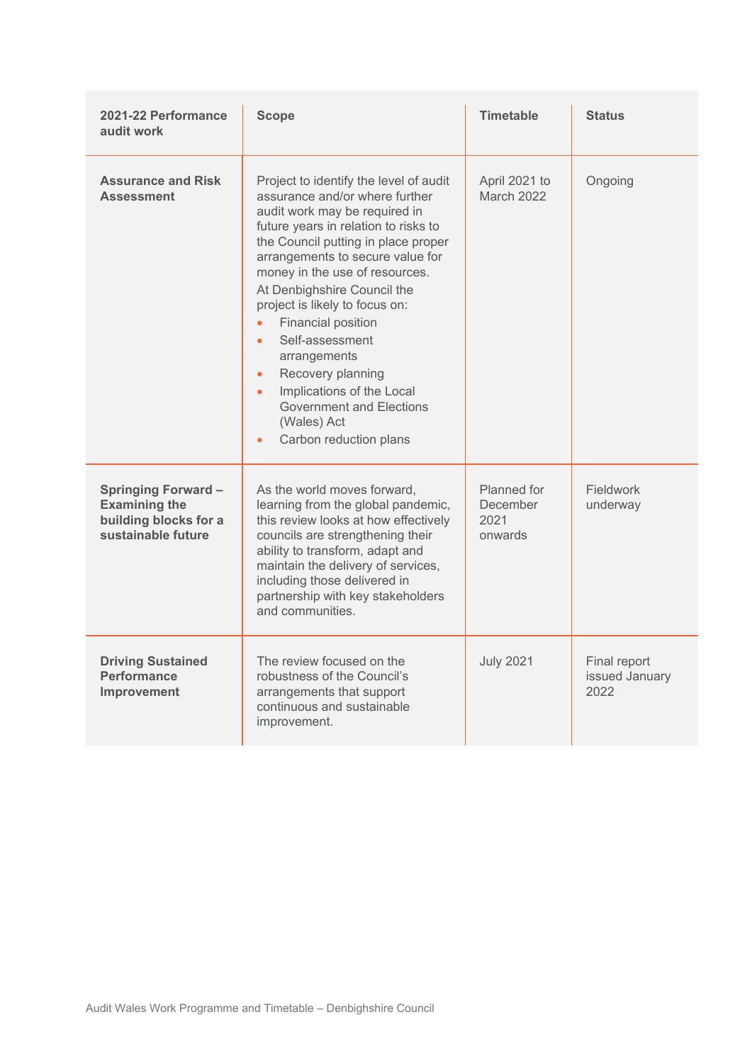| 2021-22 Performance audit work | Scope | Timetable | Status |
|---|---|---|---|
| **Assurance and Risk Assessment** | Project to identify the level of audit assurance and/or where further audit work may be required in future years in relation to risks to the Council putting in place proper arrangements to secure value for money in the use of resources.<br>At Denbighshire Council the project is likely to focus on:<br>• Financial position<br>• Self-assessment arrangements<br>• Recovery planning<br>• Implications of the Local Government and Elections (Wales) Act<br>• Carbon reduction plans | April 2021 to March 2022 | Ongoing |
| **Springing Forward – Examining the building blocks for a sustainable future** | As the world moves forward, learning from the global pandemic, this review looks at how effectively councils are strengthening their ability to transform, adapt and maintain the delivery of services, including those delivered in partnership with key stakeholders and communities. | Planned for December 2021 onwards | Fieldwork underway |
| **Driving Sustained Performance Improvement** | The review focused on the robustness of the Council's arrangements that support continuous and sustainable improvement. | July 2021 | Final report issued January 2022 |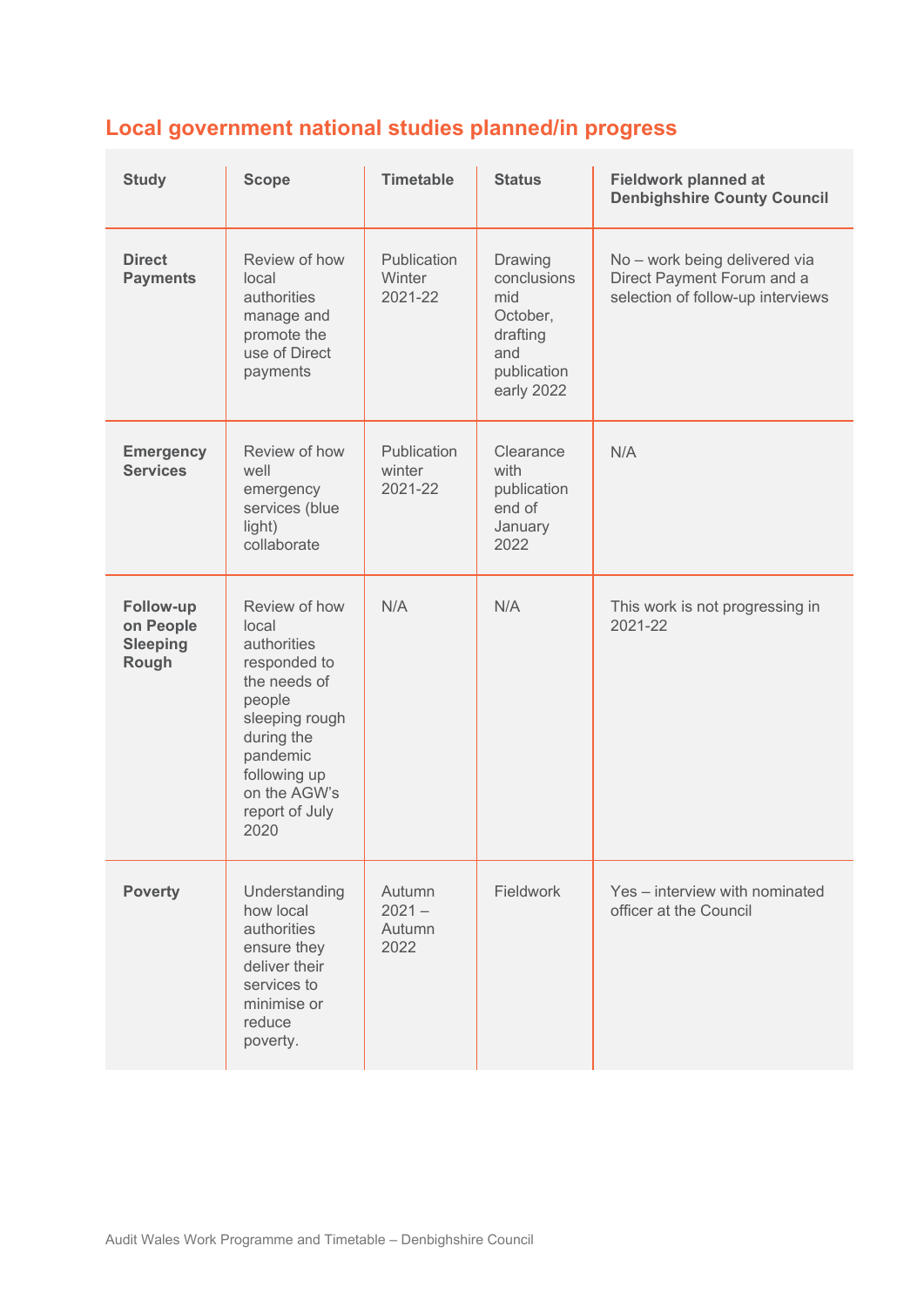## Local government national studies planned/in progress

| Study | Scope | Timetable | Status | Fieldwork planned at Denbighshire County Council |
|---|---|---|---|---|
| **Direct Payments** | Review of how local authorities manage and promote the use of Direct payments | Publication Winter 2021-22 | Drawing conclusions mid October, drafting and publication early 2022 | No – work being delivered via Direct Payment Forum and a selection of follow-up interviews |
| **Emergency Services** | Review of how well emergency services (blue light) collaborate | Publication winter 2021-22 | Clearance with publication end of January 2022 | N/A |
| **Follow-up on People Sleeping Rough** | Review of how local authorities responded to the needs of people sleeping rough during the pandemic following up on the AGW's report of July 2020 | N/A | N/A | This work is not progressing in 2021-22 |
| **Poverty** | Understanding how local authorities ensure they deliver their services to minimise or reduce poverty. | Autumn 2021 – Autumn 2022 | Fieldwork | Yes – interview with nominated officer at the Council |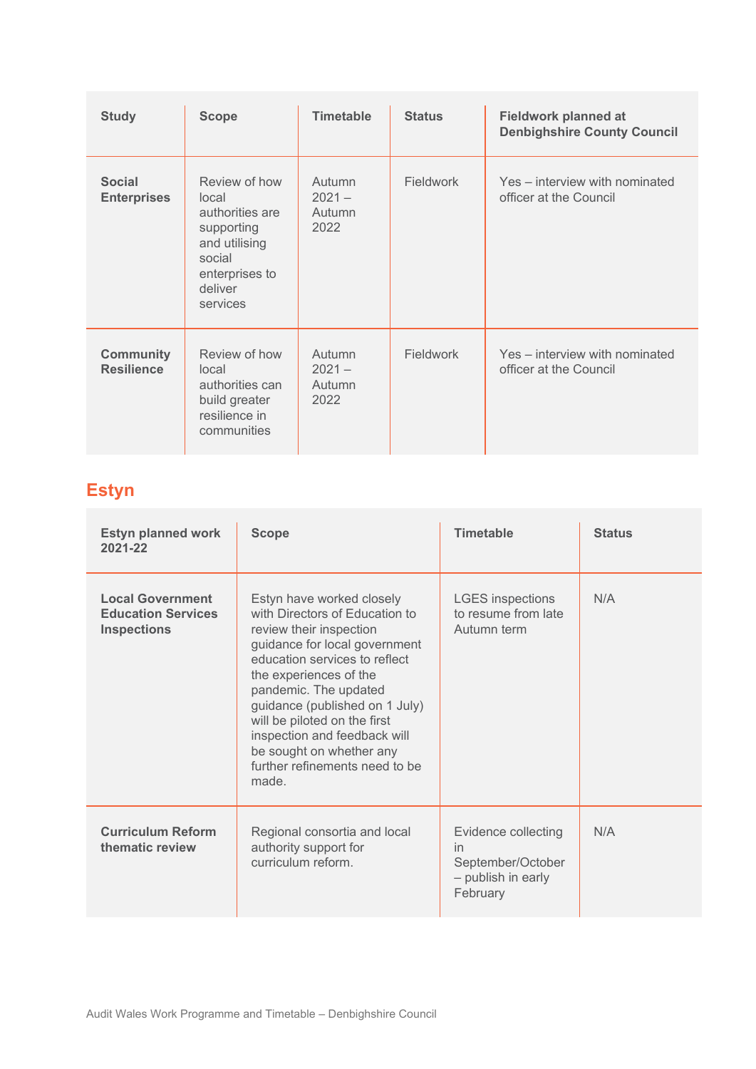| Study | Scope | Timetable | Status | Fieldwork planned at Denbighshire County Council |
|---|---|---|---|---|
| **Social Enterprises** | Review of how local authorities are supporting and utilising social enterprises to deliver services | Autumn 2021 – Autumn 2022 | Fieldwork | Yes – interview with nominated officer at the Council |
| **Community Resilience** | Review of how local authorities can build greater resilience in communities | Autumn 2021 – Autumn 2022 | Fieldwork | Yes – interview with nominated officer at the Council |

## Estyn

| Estyn planned work 2021-22 | Scope | Timetable | Status |
|---|---|---|---|
| **Local Government Education Services Inspections** | Estyn have worked closely with Directors of Education to review their inspection guidance for local government education services to reflect the experiences of the pandemic. The updated guidance (published on 1 July) will be piloted on the first inspection and feedback will be sought on whether any further refinements need to be made. | LGES inspections to resume from late Autumn term | N/A |
| **Curriculum Reform thematic review** | Regional consortia and local authority support for curriculum reform. | Evidence collecting in September/October – publish in early February | N/A |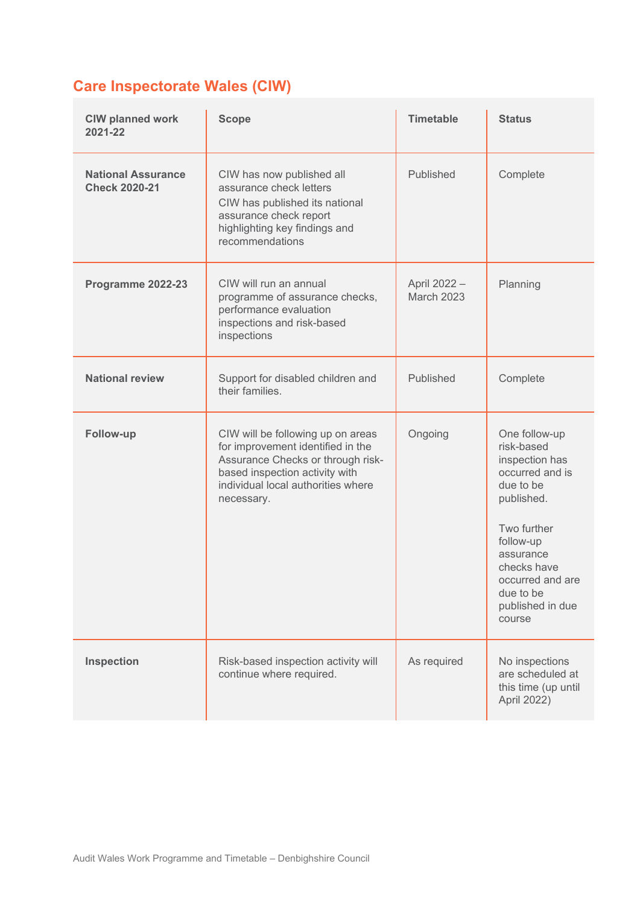## Care Inspectorate Wales (CIW)

| CIW planned work 2021-22 | Scope | Timetable | Status |
|---|---|---|---|
| **National Assurance Check 2020-21** | CIW has now published all assurance check letters<br>CIW has published its national assurance check report highlighting key findings and recommendations | Published | Complete |
| **Programme 2022-23** | CIW will run an annual programme of assurance checks, performance evaluation inspections and risk-based inspections | April 2022 – March 2023 | Planning |
| **National review** | Support for disabled children and their families. | Published | Complete |
| **Follow-up** | CIW will be following up on areas for improvement identified in the Assurance Checks or through risk-based inspection activity with individual local authorities where necessary. | Ongoing | One follow-up risk-based inspection has occurred and is due to be published.<br><br>Two further follow-up assurance checks have occurred and are due to be published in due course |
| **Inspection** | Risk-based inspection activity will continue where required. | As required | No inspections are scheduled at this time (up until April 2022) |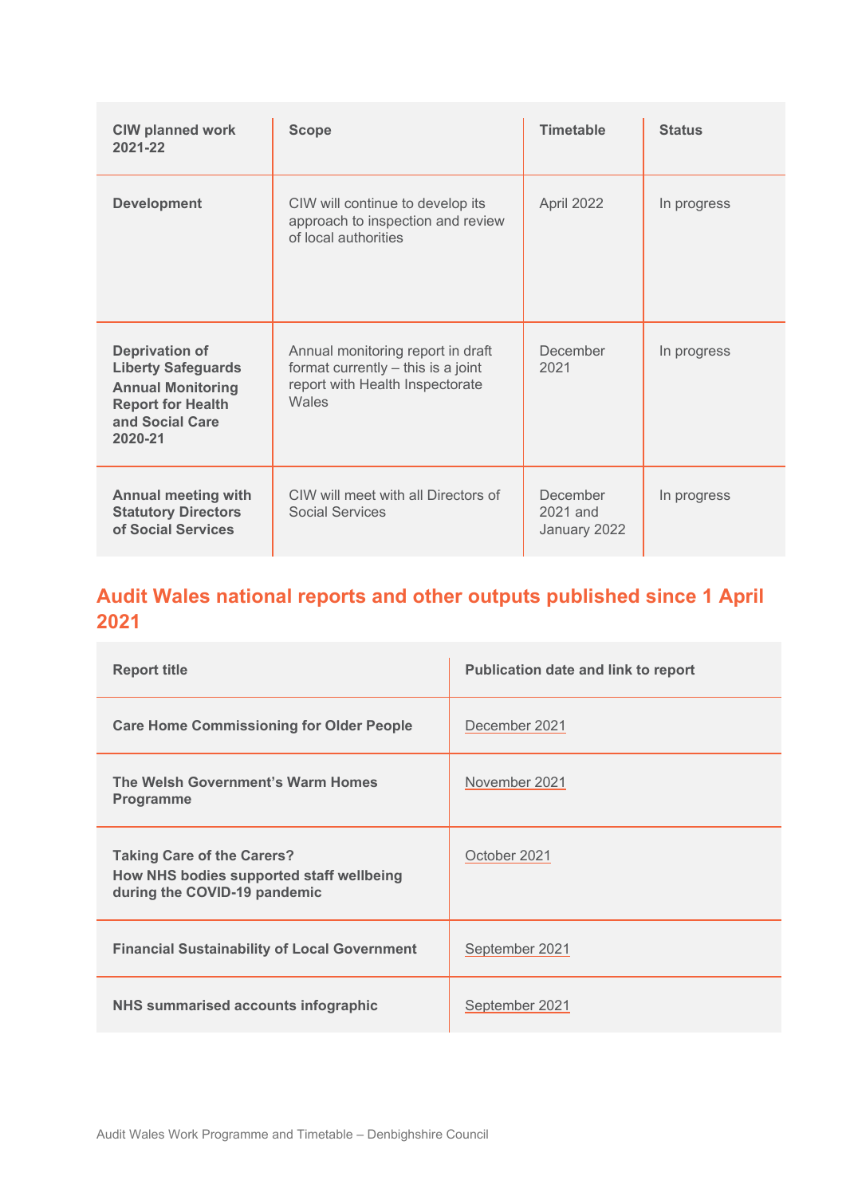| CIW planned work 2021-22 | Scope | Timetable | Status |
|---|---|---|---|
| **Development** | CIW will continue to develop its approach to inspection and review of local authorities | April 2022 | In progress |
| **Deprivation of Liberty Safeguards Annual Monitoring Report for Health and Social Care 2020-21** | Annual monitoring report in draft format currently – this is a joint report with Health Inspectorate Wales | December 2021 | In progress |
| **Annual meeting with Statutory Directors of Social Services** | CIW will meet with all Directors of Social Services | December 2021 and January 2022 | In progress |

## Audit Wales national reports and other outputs published since 1 April 2021

| Report title | Publication date and link to report |
|---|---|
| **Care Home Commissioning for Older People** | December 2021 |
| **The Welsh Government's Warm Homes Programme** | November 2021 |
| **Taking Care of the Carers? How NHS bodies supported staff wellbeing during the COVID-19 pandemic** | October 2021 |
| **Financial Sustainability of Local Government** | September 2021 |
| **NHS summarised accounts infographic** | September 2021 |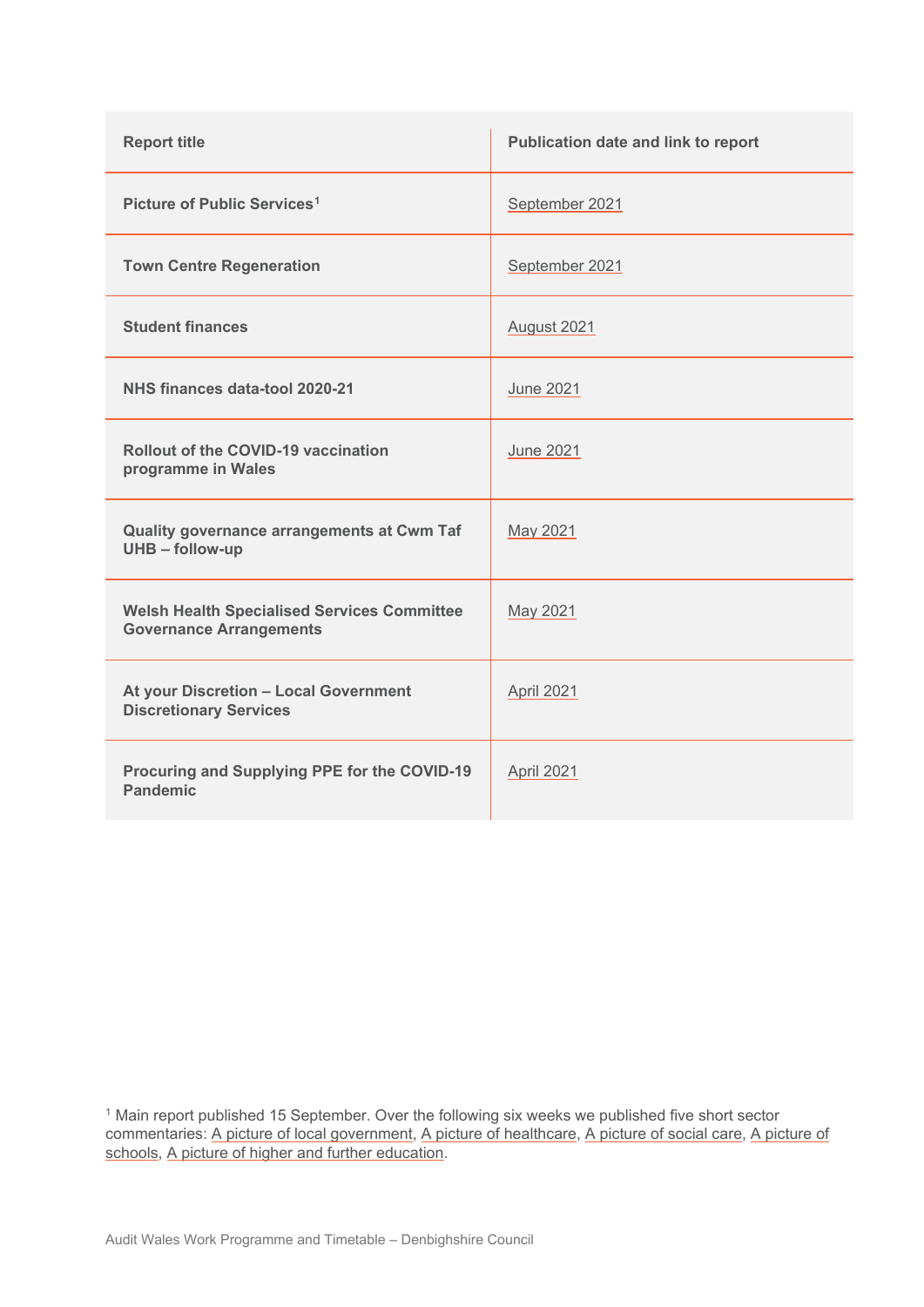| Report title | Publication date and link to report |
| --- | --- |
| Picture of Public Services[1] | September 2021 |
| Town Centre Regeneration | September 2021 |
| Student finances | August 2021 |
| NHS finances data-tool 2020-21 | June 2021 |
| Rollout of the COVID-19 vaccination programme in Wales | June 2021 |
| Quality governance arrangements at Cwm Taf UHB – follow-up | May 2021 |
| Welsh Health Specialised Services Committee Governance Arrangements | May 2021 |
| At your Discretion – Local Government Discretionary Services | April 2021 |
| Procuring and Supplying PPE for the COVID-19 Pandemic | April 2021 |

[1] Main report published 15 September. Over the following six weeks we published five short sector commentaries: A picture of local government, A picture of healthcare, A picture of social care, A picture of schools, A picture of higher and further education.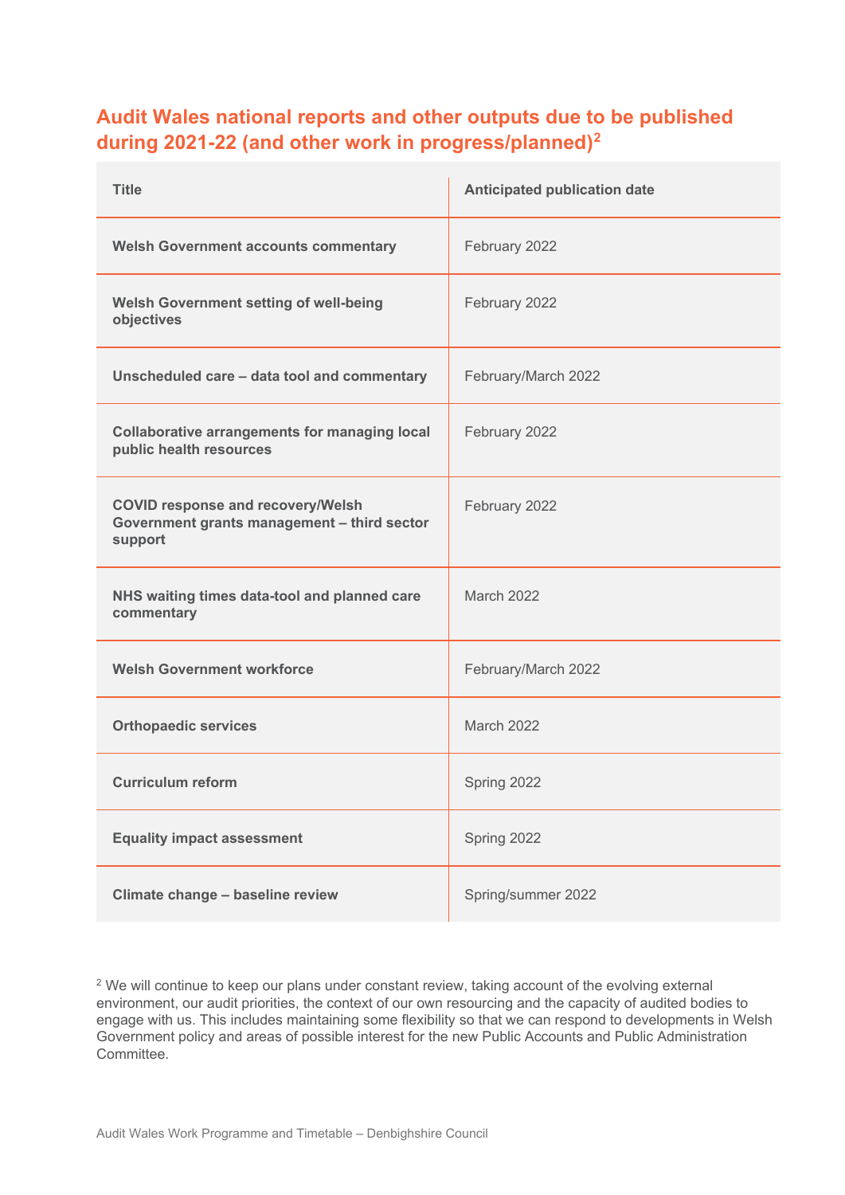## Audit Wales national reports and other outputs due to be published during 2021-22 (and other work in progress/planned)[2]

| Title | Anticipated publication date |
|---|---|
| **Welsh Government accounts commentary** | February 2022 |
| **Welsh Government setting of well-being objectives** | February 2022 |
| **Unscheduled care – data tool and commentary** | February/March 2022 |
| **Collaborative arrangements for managing local public health resources** | February 2022 |
| **COVID response and recovery/Welsh Government grants management – third sector support** | February 2022 |
| **NHS waiting times data-tool and planned care commentary** | March 2022 |
| **Welsh Government workforce** | February/March 2022 |
| **Orthopaedic services** | March 2022 |
| **Curriculum reform** | Spring 2022 |
| **Equality impact assessment** | Spring 2022 |
| **Climate change – baseline review** | Spring/summer 2022 |

[2] We will continue to keep our plans under constant review, taking account of the evolving external environment, our audit priorities, the context of our own resourcing and the capacity of audited bodies to engage with us. This includes maintaining some flexibility so that we can respond to developments in Welsh Government policy and areas of possible interest for the new Public Accounts and Public Administration Committee.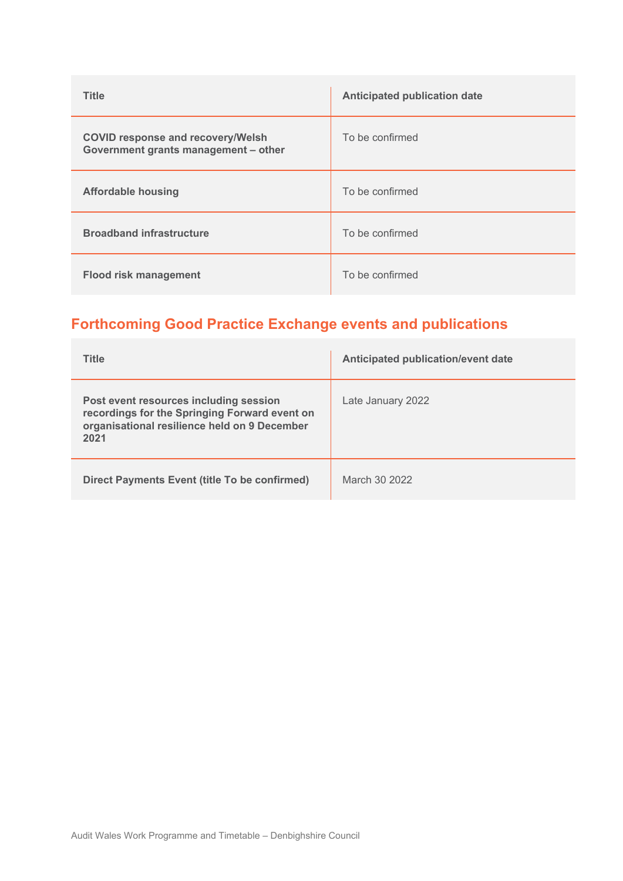| Title | Anticipated publication date |
| --- | --- |
| **COVID response and recovery/Welsh Government grants management – other** | To be confirmed |
| **Affordable housing** | To be confirmed |
| **Broadband infrastructure** | To be confirmed |
| **Flood risk management** | To be confirmed |

## Forthcoming Good Practice Exchange events and publications

| Title | Anticipated publication/event date |
| --- | --- |
| **Post event resources including session recordings for the Springing Forward event on organisational resilience held on 9 December 2021** | Late January 2022 |
| **Direct Payments Event (title To be confirmed)** | March 30 2022 |